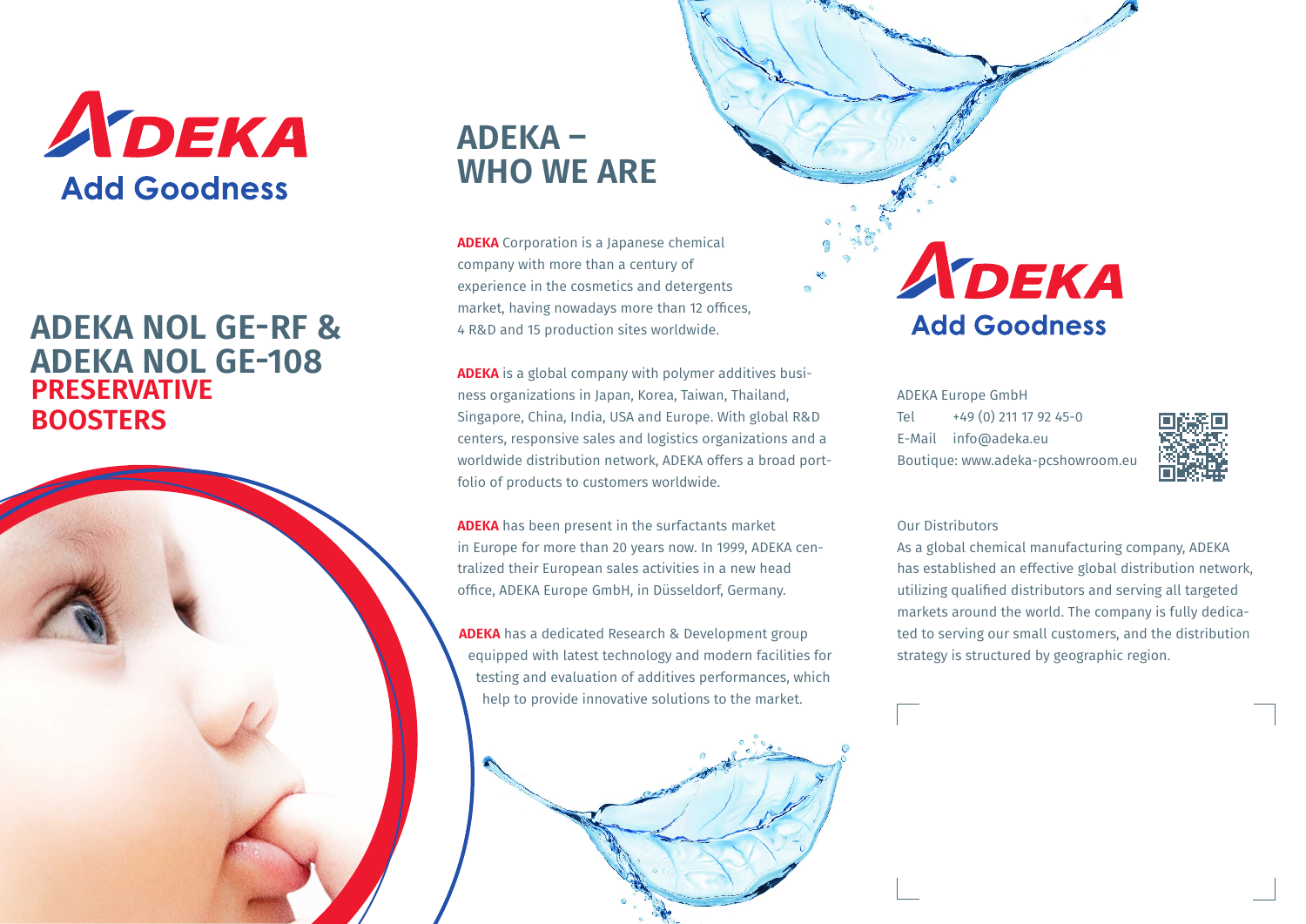ADEKA

Add Goodness

# ADEKA NOL GE-RF & ADEKA NOL GE-108

## PRESERVATIVE BOOSTERS

## ADEKA – WHO WE ARE

**ADEKA** Corporation is a Japanese chemical company with more than a century of experience in the cosmetics and detergents market, having nowadays more than 12 offices, 4 R&D and 15 production sites worldwide.

**ADEKA** is a global company with polymer additives business organizations in Japan, Korea, Taiwan, Thailand, Singapore, China, India, USA and Europe. With global R&D centers, responsive sales and logistics organizations and a worldwide distribution network, ADEKA offers a broad portfolio of products to customers worldwide.

**ADEKA** has been present in the surfactants market in Europe for more than 20 years now. In 1999, ADEKA centralized their European sales activities in a new head office, ADEKA Europe GmbH, in Düsseldorf, Germany.

**ADEKA** has a dedicated Research & Development group equipped with latest technology and modern facilities for testing and evaluation of additives performances, which help to provide innovative solutions to the market.

ADEKA

Add Goodness

ADEKA Europe GmbH
Tel +49 (0) 211 17 92 45-0
E-Mail info@adeka.eu
Boutique: www.adeka-pcshowroom.eu

Our Distributors

As a global chemical manufacturing company, ADEKA has established an effective global distribution network, utilizing qualified distributors and serving all targeted markets around the world. The company is fully dedicated to serving our small customers, and the distribution strategy is structured by geographic region.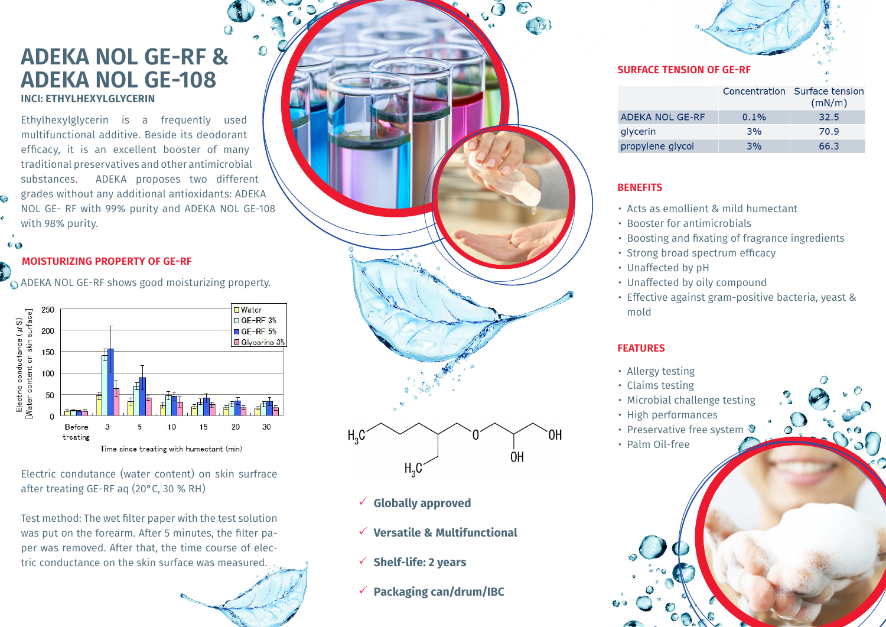# ADEKA NOL GE-RF & ADEKA NOL GE-108

**INCI: ETHYLHEXYLGLYCERIN**

Ethylhexylglycerin is a frequently used multifunctional additive. Beside its deodorant efficacy, it is an excellent booster of many traditional preservatives and other antimicrobial substances. ADEKA proposes two different grades without any additional antioxidants: ADEKA NOL GE- RF with 99% purity and ADEKA NOL GE-108 with 98% purity.

## MOISTURIZING PROPERTY OF GE-RF

ADEKA NOL GE-RF shows good moisturizing property.

Electric conductance ( μ S) [Water content on skin surface]
250
200
150
100
50
0
Water
GE-RF 3%
GE-RF 5%
Glycerine 3%
Before treating
3
5
10
15
20
30
Time since treating with humectant (min)

Electric condutance (water content) on skin surface after treating GE-RF aq (20°C, 30 % RH)

Test method: The wet filter paper with the test solution was put on the forearm. After 5 minutes, the filter paper was removed. After that, the time course of electric conductance on the skin surface was measured.

$H_3C$ OH $H_3C$ O OH

- ✓ **Globally approved**
- ✓ **Versatile & Multifunctional**
- ✓ **Shelf-life: 2 years**
- ✓ **Packaging can/drum/IBC**

## SURFACE TENSION OF GE-RF

| | Concentration | Surface tension (mN/m) |
|---|---|---|
| ADEKA NOL GE-RF | 0.1% | 32.5 |
| glycerin | 3% | 70.9 |
| propylene glycol | 3% | 66.3 |

## BENEFITS

- Acts as emollient & mild humectant
- Booster for antimicrobials
- Boosting and fixating of fragrance ingredients
- Strong broad spectrum efficacy
- Unaffected by pH
- Unaffected by oily compound
- Effective against gram-positive bacteria, yeast & mold

## FEATURES

- Allergy testing
- Claims testing
- Microbial challenge testing
- High performances
- Preservative free system
- Palm Oil-free